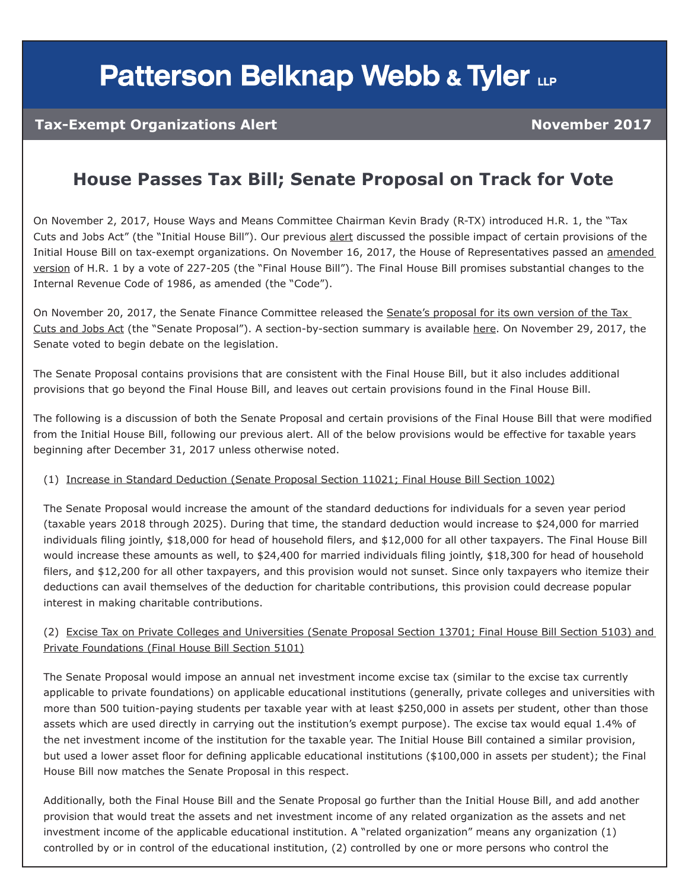# Patterson Belknap Webb & Tyler LLP

**Tax-Exempt Organizations Alert** **November 2017**

## House Passes Tax Bill; Senate Proposal on Track for Vote

On November 2, 2017, House Ways and Means Committee Chairman Kevin Brady (R-TX) introduced H.R. 1, the "Tax Cuts and Jobs Act" (the "Initial House Bill"). Our previous alert discussed the possible impact of certain provisions of the Initial House Bill on tax-exempt organizations. On November 16, 2017, the House of Representatives passed an amended version of H.R. 1 by a vote of 227-205 (the "Final House Bill"). The Final House Bill promises substantial changes to the Internal Revenue Code of 1986, as amended (the "Code").

On November 20, 2017, the Senate Finance Committee released the Senate's proposal for its own version of the Tax Cuts and Jobs Act (the "Senate Proposal"). A section-by-section summary is available here. On November 29, 2017, the Senate voted to begin debate on the legislation.

The Senate Proposal contains provisions that are consistent with the Final House Bill, but it also includes additional provisions that go beyond the Final House Bill, and leaves out certain provisions found in the Final House Bill.

The following is a discussion of both the Senate Proposal and certain provisions of the Final House Bill that were modified from the Initial House Bill, following our previous alert. All of the below provisions would be effective for taxable years beginning after December 31, 2017 unless otherwise noted.

(1) Increase in Standard Deduction (Senate Proposal Section 11021; Final House Bill Section 1002)

The Senate Proposal would increase the amount of the standard deductions for individuals for a seven year period (taxable years 2018 through 2025). During that time, the standard deduction would increase to $24,000 for married individuals filing jointly, $18,000 for head of household filers, and $12,000 for all other taxpayers. The Final House Bill would increase these amounts as well, to $24,400 for married individuals filing jointly, $18,300 for head of household filers, and $12,200 for all other taxpayers, and this provision would not sunset. Since only taxpayers who itemize their deductions can avail themselves of the deduction for charitable contributions, this provision could decrease popular interest in making charitable contributions.

(2) Excise Tax on Private Colleges and Universities (Senate Proposal Section 13701; Final House Bill Section 5103) and Private Foundations (Final House Bill Section 5101)

The Senate Proposal would impose an annual net investment income excise tax (similar to the excise tax currently applicable to private foundations) on applicable educational institutions (generally, private colleges and universities with more than 500 tuition-paying students per taxable year with at least $250,000 in assets per student, other than those assets which are used directly in carrying out the institution's exempt purpose). The excise tax would equal 1.4% of the net investment income of the institution for the taxable year. The Initial House Bill contained a similar provision, but used a lower asset floor for defining applicable educational institutions ($100,000 in assets per student); the Final House Bill now matches the Senate Proposal in this respect.

Additionally, both the Final House Bill and the Senate Proposal go further than the Initial House Bill, and add another provision that would treat the assets and net investment income of any related organization as the assets and net investment income of the applicable educational institution. A "related organization" means any organization (1) controlled by or in control of the educational institution, (2) controlled by one or more persons who control the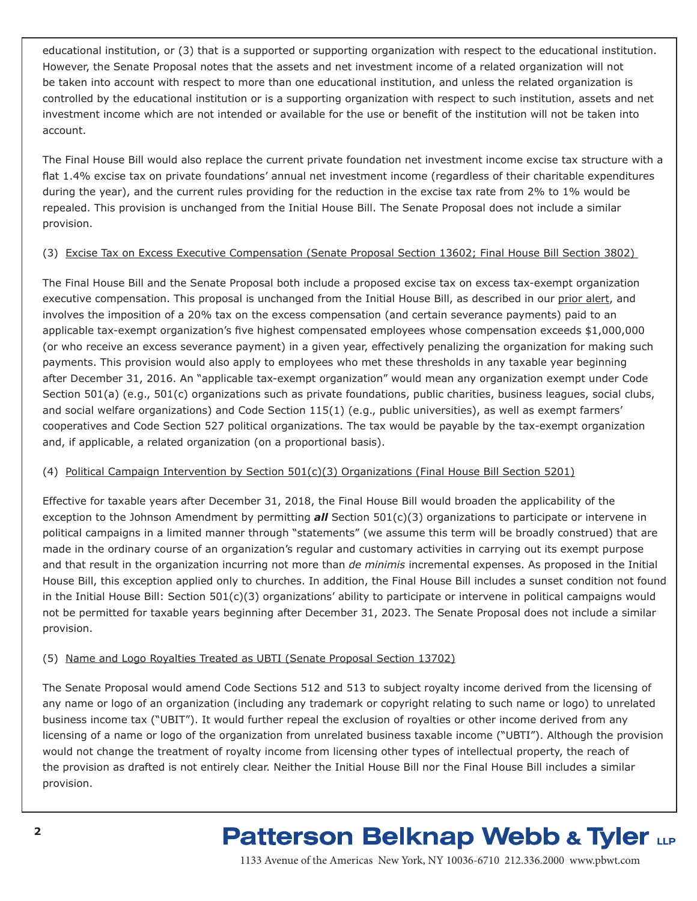educational institution, or (3) that is a supported or supporting organization with respect to the educational institution. However, the Senate Proposal notes that the assets and net investment income of a related organization will not be taken into account with respect to more than one educational institution, and unless the related organization is controlled by the educational institution or is a supporting organization with respect to such institution, assets and net investment income which are not intended or available for the use or benefit of the institution will not be taken into account.

The Final House Bill would also replace the current private foundation net investment income excise tax structure with a flat 1.4% excise tax on private foundations' annual net investment income (regardless of their charitable expenditures during the year), and the current rules providing for the reduction in the excise tax rate from 2% to 1% would be repealed. This provision is unchanged from the Initial House Bill. The Senate Proposal does not include a similar provision.

(3) Excise Tax on Excess Executive Compensation (Senate Proposal Section 13602; Final House Bill Section 3802)

The Final House Bill and the Senate Proposal both include a proposed excise tax on excess tax-exempt organization executive compensation. This proposal is unchanged from the Initial House Bill, as described in our prior alert, and involves the imposition of a 20% tax on the excess compensation (and certain severance payments) paid to an applicable tax-exempt organization's five highest compensated employees whose compensation exceeds $1,000,000 (or who receive an excess severance payment) in a given year, effectively penalizing the organization for making such payments. This provision would also apply to employees who met these thresholds in any taxable year beginning after December 31, 2016. An "applicable tax-exempt organization" would mean any organization exempt under Code Section 501(a) (e.g., 501(c) organizations such as private foundations, public charities, business leagues, social clubs, and social welfare organizations) and Code Section 115(1) (e.g., public universities), as well as exempt farmers' cooperatives and Code Section 527 political organizations. The tax would be payable by the tax-exempt organization and, if applicable, a related organization (on a proportional basis).

(4) Political Campaign Intervention by Section 501(c)(3) Organizations (Final House Bill Section 5201)

Effective for taxable years after December 31, 2018, the Final House Bill would broaden the applicability of the exception to the Johnson Amendment by permitting ***all*** Section 501(c)(3) organizations to participate or intervene in political campaigns in a limited manner through "statements" (we assume this term will be broadly construed) that are made in the ordinary course of an organization's regular and customary activities in carrying out its exempt purpose and that result in the organization incurring not more than *de minimis* incremental expenses. As proposed in the Initial House Bill, this exception applied only to churches. In addition, the Final House Bill includes a sunset condition not found in the Initial House Bill: Section 501(c)(3) organizations' ability to participate or intervene in political campaigns would not be permitted for taxable years beginning after December 31, 2023. The Senate Proposal does not include a similar provision.

(5) Name and Logo Royalties Treated as UBTI (Senate Proposal Section 13702)

The Senate Proposal would amend Code Sections 512 and 513 to subject royalty income derived from the licensing of any name or logo of an organization (including any trademark or copyright relating to such name or logo) to unrelated business income tax ("UBIT"). It would further repeal the exclusion of royalties or other income derived from any licensing of a name or logo of the organization from unrelated business taxable income ("UBTI"). Although the provision would not change the treatment of royalty income from licensing other types of intellectual property, the reach of the provision as drafted is not entirely clear. Neither the Initial House Bill nor the Final House Bill includes a similar provision.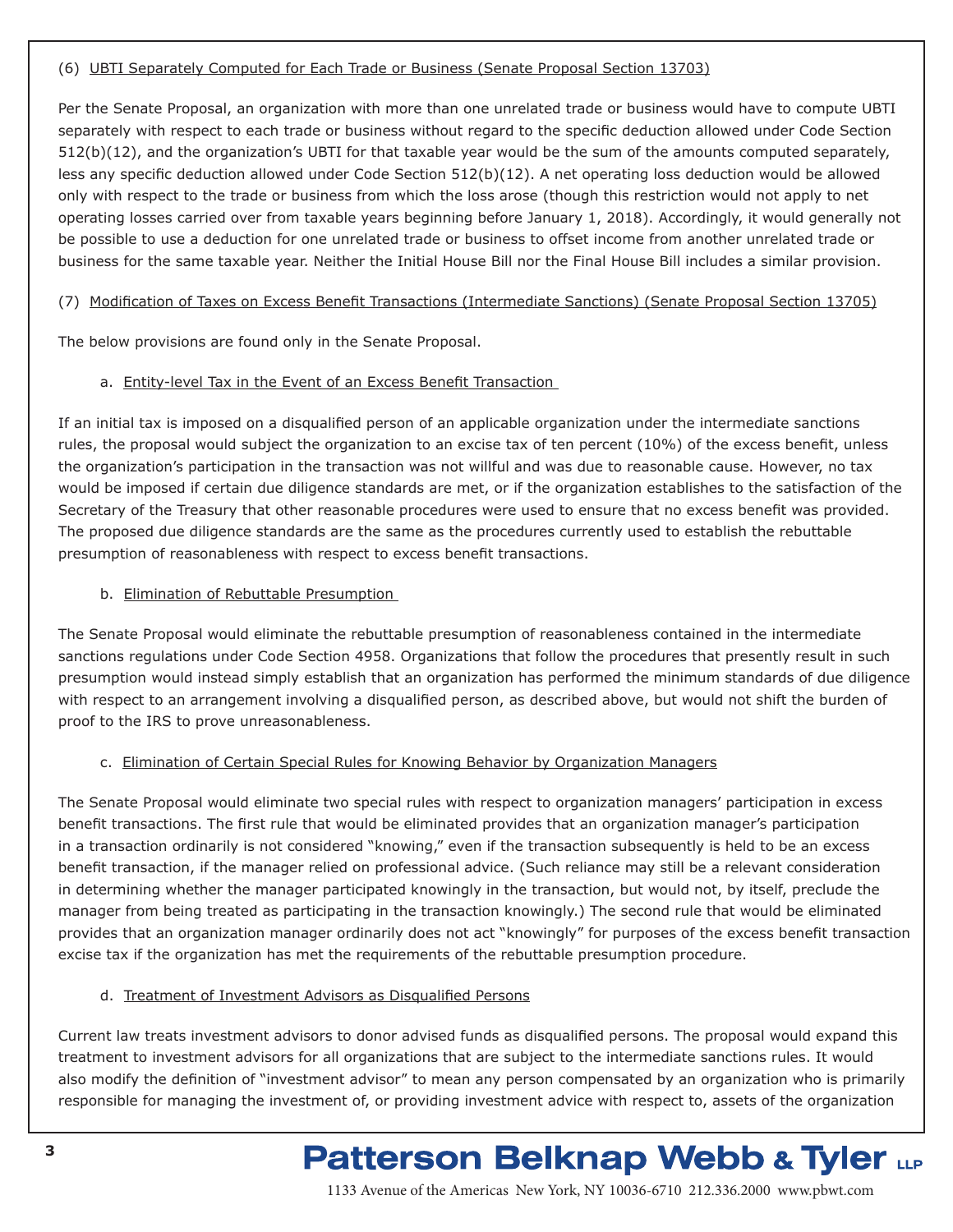(6) UBTI Separately Computed for Each Trade or Business (Senate Proposal Section 13703)

Per the Senate Proposal, an organization with more than one unrelated trade or business would have to compute UBTI separately with respect to each trade or business without regard to the specific deduction allowed under Code Section 512(b)(12), and the organization's UBTI for that taxable year would be the sum of the amounts computed separately, less any specific deduction allowed under Code Section 512(b)(12). A net operating loss deduction would be allowed only with respect to the trade or business from which the loss arose (though this restriction would not apply to net operating losses carried over from taxable years beginning before January 1, 2018). Accordingly, it would generally not be possible to use a deduction for one unrelated trade or business to offset income from another unrelated trade or business for the same taxable year. Neither the Initial House Bill nor the Final House Bill includes a similar provision.

(7) Modification of Taxes on Excess Benefit Transactions (Intermediate Sanctions) (Senate Proposal Section 13705)

The below provisions are found only in the Senate Proposal.

a. Entity-level Tax in the Event of an Excess Benefit Transaction

If an initial tax is imposed on a disqualified person of an applicable organization under the intermediate sanctions rules, the proposal would subject the organization to an excise tax of ten percent (10%) of the excess benefit, unless the organization's participation in the transaction was not willful and was due to reasonable cause. However, no tax would be imposed if certain due diligence standards are met, or if the organization establishes to the satisfaction of the Secretary of the Treasury that other reasonable procedures were used to ensure that no excess benefit was provided. The proposed due diligence standards are the same as the procedures currently used to establish the rebuttable presumption of reasonableness with respect to excess benefit transactions.

b. Elimination of Rebuttable Presumption

The Senate Proposal would eliminate the rebuttable presumption of reasonableness contained in the intermediate sanctions regulations under Code Section 4958. Organizations that follow the procedures that presently result in such presumption would instead simply establish that an organization has performed the minimum standards of due diligence with respect to an arrangement involving a disqualified person, as described above, but would not shift the burden of proof to the IRS to prove unreasonableness.

c. Elimination of Certain Special Rules for Knowing Behavior by Organization Managers

The Senate Proposal would eliminate two special rules with respect to organization managers' participation in excess benefit transactions. The first rule that would be eliminated provides that an organization manager's participation in a transaction ordinarily is not considered "knowing," even if the transaction subsequently is held to be an excess benefit transaction, if the manager relied on professional advice. (Such reliance may still be a relevant consideration in determining whether the manager participated knowingly in the transaction, but would not, by itself, preclude the manager from being treated as participating in the transaction knowingly.) The second rule that would be eliminated provides that an organization manager ordinarily does not act "knowingly" for purposes of the excess benefit transaction excise tax if the organization has met the requirements of the rebuttable presumption procedure.

d. Treatment of Investment Advisors as Disqualified Persons

Current law treats investment advisors to donor advised funds as disqualified persons. The proposal would expand this treatment to investment advisors for all organizations that are subject to the intermediate sanctions rules. It would also modify the definition of "investment advisor" to mean any person compensated by an organization who is primarily responsible for managing the investment of, or providing investment advice with respect to, assets of the organization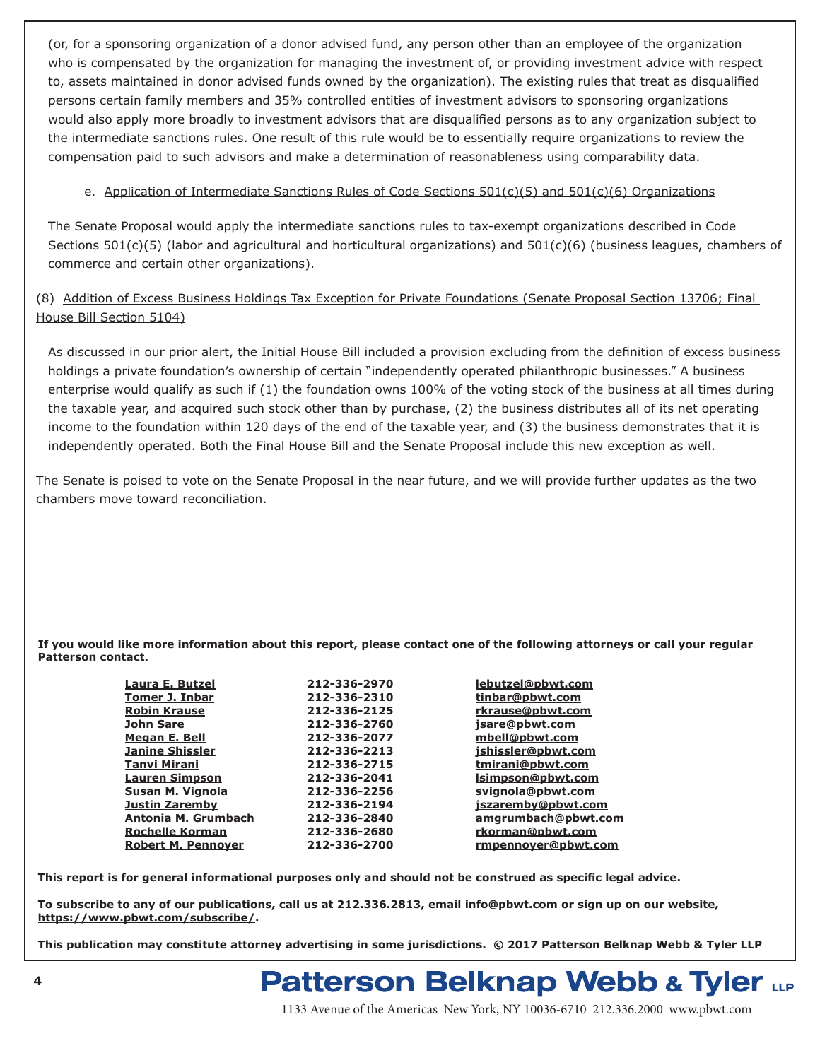(or, for a sponsoring organization of a donor advised fund, any person other than an employee of the organization who is compensated by the organization for managing the investment of, or providing investment advice with respect to, assets maintained in donor advised funds owned by the organization). The existing rules that treat as disqualified persons certain family members and 35% controlled entities of investment advisors to sponsoring organizations would also apply more broadly to investment advisors that are disqualified persons as to any organization subject to the intermediate sanctions rules. One result of this rule would be to essentially require organizations to review the compensation paid to such advisors and make a determination of reasonableness using comparability data.

e. Application of Intermediate Sanctions Rules of Code Sections 501(c)(5) and 501(c)(6) Organizations

The Senate Proposal would apply the intermediate sanctions rules to tax-exempt organizations described in Code Sections 501(c)(5) (labor and agricultural and horticultural organizations) and 501(c)(6) (business leagues, chambers of commerce and certain other organizations).

(8) Addition of Excess Business Holdings Tax Exception for Private Foundations (Senate Proposal Section 13706; Final House Bill Section 5104)

As discussed in our prior alert, the Initial House Bill included a provision excluding from the definition of excess business holdings a private foundation's ownership of certain "independently operated philanthropic businesses." A business enterprise would qualify as such if (1) the foundation owns 100% of the voting stock of the business at all times during the taxable year, and acquired such stock other than by purchase, (2) the business distributes all of its net operating income to the foundation within 120 days of the end of the taxable year, and (3) the business demonstrates that it is independently operated. Both the Final House Bill and the Senate Proposal include this new exception as well.

The Senate is poised to vote on the Senate Proposal in the near future, and we will provide further updates as the two chambers move toward reconciliation.

**If you would like more information about this report, please contact one of the following attorneys or call your regular Patterson contact.**

| | | |
|---|---|---|
| Laura E. Butzel | 212-336-2970 | lebutzel@pbwt.com |
| Tomer J. Inbar | 212-336-2310 | tinbar@pbwt.com |
| Robin Krause | 212-336-2125 | rkrause@pbwt.com |
| John Sare | 212-336-2760 | jsare@pbwt.com |
| Megan E. Bell | 212-336-2077 | mbell@pbwt.com |
| Janine Shissler | 212-336-2213 | jshissler@pbwt.com |
| Tanvi Mirani | 212-336-2715 | tmirani@pbwt.com |
| Lauren Simpson | 212-336-2041 | lsimpson@pbwt.com |
| Susan M. Vignola | 212-336-2256 | svignola@pbwt.com |
| Justin Zaremby | 212-336-2194 | jszaremby@pbwt.com |
| Antonia M. Grumbach | 212-336-2840 | amgrumbach@pbwt.com |
| Rochelle Korman | 212-336-2680 | rkorman@pbwt.com |
| Robert M. Pennoyer | 212-336-2700 | rmpennoyer@pbwt.com |

**This report is for general informational purposes only and should not be construed as specific legal advice.**

**To subscribe to any of our publications, call us at 212.336.2813, email info@pbwt.com or sign up on our website, https://www.pbwt.com/subscribe/.**

**This publication may constitute attorney advertising in some jurisdictions. © 2017 Patterson Belknap Webb & Tyler LLP**

**Patterson Belknap Webb & Tyler LLP**

1133 Avenue of the Americas New York, NY 10036-6710 212.336.2000 www.pbwt.com